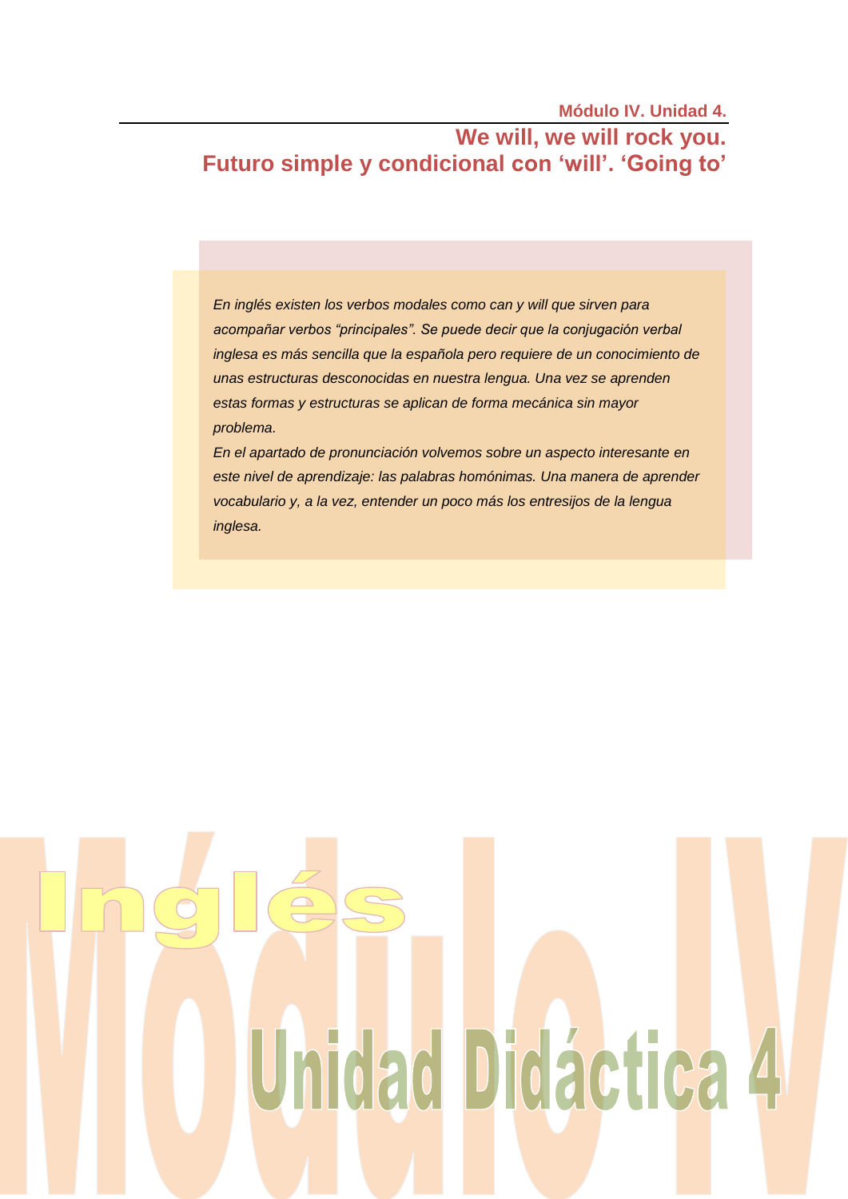Módulo IV. Unidad 4.

# We will, we will rock you.
# Futuro simple y condicional con ‘will’. ‘Going to’

*En inglés existen los verbos modales como can y will que sirven para acompañar verbos “principales”. Se puede decir que la conjugación verbal inglesa es más sencilla que la española pero requiere de un conocimiento de unas estructuras desconocidas en nuestra lengua. Una vez se aprenden estas formas y estructuras se aplican de forma mecánica sin mayor problema.*

*En el apartado de pronunciación volvemos sobre un aspecto interesante en este nivel de aprendizaje: las palabras homónimas. Una manera de aprender vocabulario y, a la vez, entender un poco más los entresijos de la lengua inglesa.*

Inglés

Módulo IV

Unidad Didáctica 4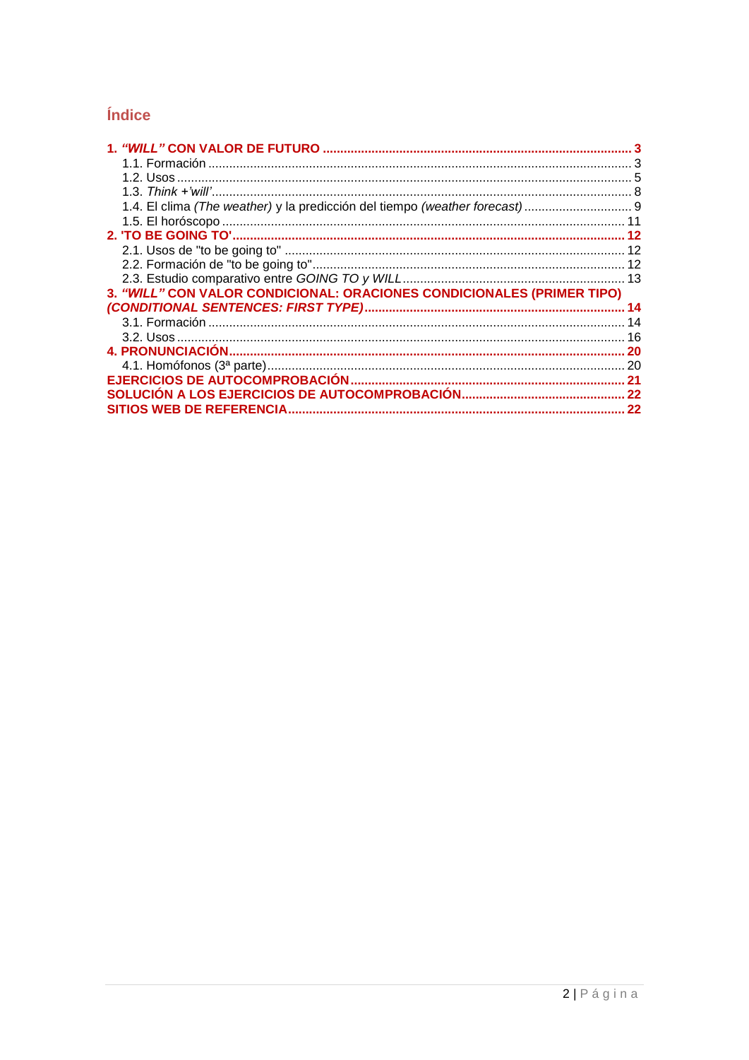## Índice

**1. *"WILL"* CON VALOR DE FUTURO** ..... **3**
- 1.1. Formación ..... 3
- 1.2. Usos ..... 5
- 1.3. *Think +'will'* ..... 8
- 1.4. El clima *(The weather)* y la predicción del tiempo *(weather forecast)* ..... 9
- 1.5. El horóscopo ..... 11

**2. 'TO BE GOING TO'** ..... **12**
- 2.1. Usos de "to be going to" ..... 12
- 2.2. Formación de "to be going to" ..... 12
- 2.3. Estudio comparativo entre *GOING TO y WILL* ..... 13

**3. *"WILL"* CON VALOR CONDICIONAL: ORACIONES CONDICIONALES (PRIMER TIPO) *(CONDITIONAL SENTENCES: FIRST TYPE)*** ..... **14**
- 3.1. Formación ..... 14
- 3.2. Usos ..... 16

**4. PRONUNCIACIÓN** ..... **20**
- 4.1. Homófonos (3ª parte) ..... 20

**EJERCICIOS DE AUTOCOMPROBACIÓN** ..... **21**

**SOLUCIÓN A LOS EJERCICIOS DE AUTOCOMPROBACIÓN** ..... **22**

**SITIOS WEB DE REFERENCIA** ..... **22**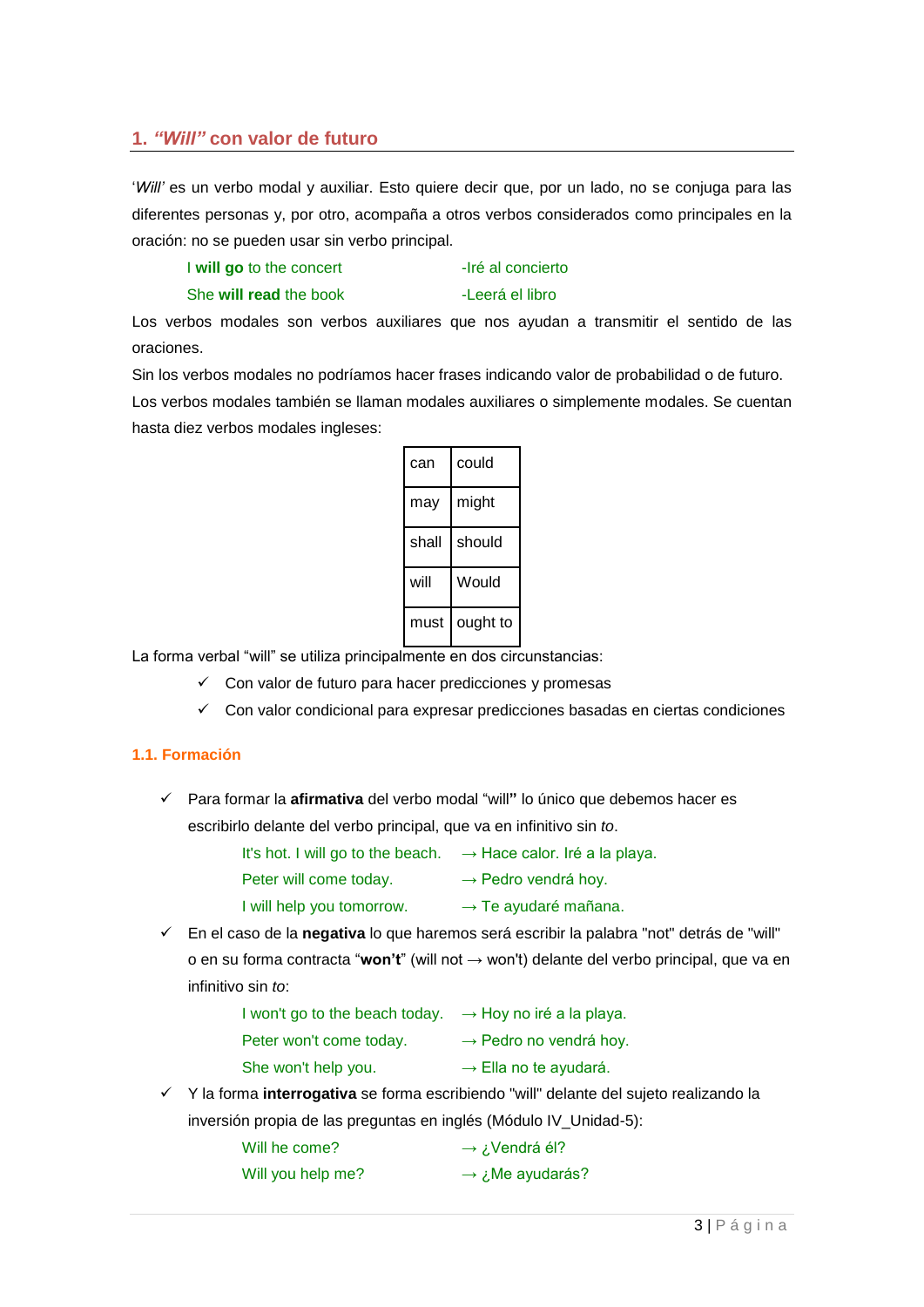## 1. *"Will"* con valor de futuro

'*Will*' es un verbo modal y auxiliar. Esto quiere decir que, por un lado, no se conjuga para las diferentes personas y, por otro, acompaña a otros verbos considerados como principales en la oración: no se pueden usar sin verbo principal.

I **will go** to the concert -Iré al concierto

She **will read** the book -Leerá el libro

Los verbos modales son verbos auxiliares que nos ayudan a transmitir el sentido de las oraciones.

Sin los verbos modales no podríamos hacer frases indicando valor de probabilidad o de futuro.

Los verbos modales también se llaman modales auxiliares o simplemente modales. Se cuentan hasta diez verbos modales ingleses:

| | |
|---|---|
| can | could |
| may | might |
| shall | should |
| will | Would |
| must | ought to |

La forma verbal "will" se utiliza principalmente en dos circunstancias:

- ✓ Con valor de futuro para hacer predicciones y promesas
- ✓ Con valor condicional para expresar predicciones basadas en ciertas condiciones

### 1.1. Formación

- ✓ Para formar la **afirmativa** del verbo modal "will**"** lo único que debemos hacer es escribirlo delante del verbo principal, que va en infinitivo sin *to*.

  It's hot. I will go to the beach. → Hace calor. Iré a la playa.

  Peter will come today. → Pedro vendrá hoy.

  I will help you tomorrow. → Te ayudaré mañana.

- ✓ En el caso de la **negativa** lo que haremos será escribir la palabra "not" detrás de "will" o en su forma contracta "**won't**" (will not → won't) delante del verbo principal, que va en infinitivo sin *to*:

  I won't go to the beach today. → Hoy no iré a la playa.

  Peter won't come today. → Pedro no vendrá hoy.

  She won't help you. → Ella no te ayudará.

- ✓ Y la forma **interrogativa** se forma escribiendo "will" delante del sujeto realizando la inversión propia de las preguntas en inglés (Módulo IV_Unidad-5):

  Will he come? → ¿Vendrá él?

  Will you help me? → ¿Me ayudarás?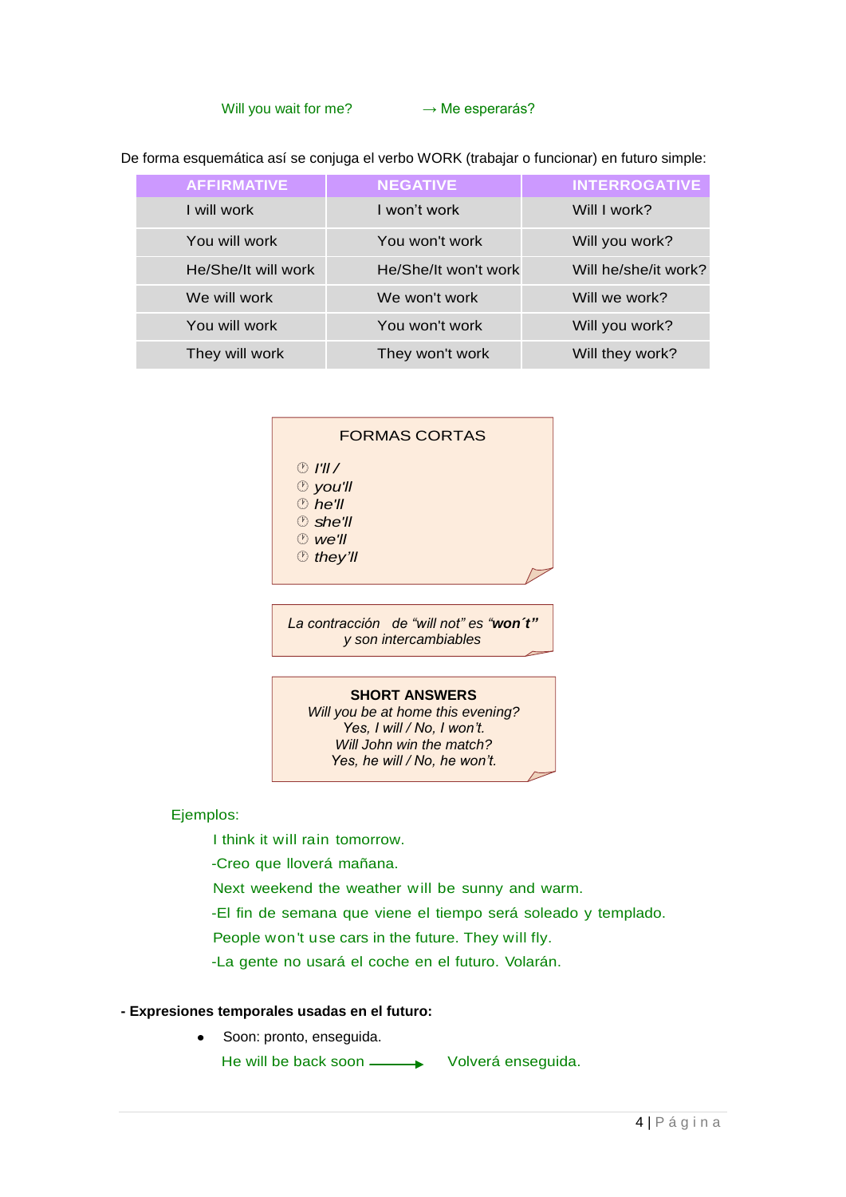Will you wait for me? → Me esperarás?

De forma esquemática así se conjuga el verbo WORK (trabajar o funcionar) en futuro simple:

| AFFIRMATIVE | NEGATIVE | INTERROGATIVE |
|---|---|---|
| I will work | I won't work | Will I work? |
| You will work | You won't work | Will you work? |
| He/She/It will work | He/She/It won't work | Will he/she/it work? |
| We will work | We won't work | Will we work? |
| You will work | You won't work | Will you work? |
| They will work | They won't work | Will they work? |

FORMAS CORTAS

- *I'll /*
- *you'll*
- *he'll*
- *she'll*
- *we'll*
- *they'll*

*La contracción de "will not" es "**won´t**" y son intercambiables*

**SHORT ANSWERS**

*Will you be at home this evening?*
*Yes, I will / No, I won't.*
*Will John win the match?*
*Yes, he will / No, he won't.*

Ejemplos:

I think it will rain tomorrow.

-Creo que lloverá mañana.

Next weekend the weather will be sunny and warm.

-El fin de semana que viene el tiempo será soleado y templado.

People won't use cars in the future. They will fly.

-La gente no usará el coche en el futuro. Volarán.

**- Expresiones temporales usadas en el futuro:**

- Soon: pronto, enseguida.

He will be back soon → Volverá enseguida.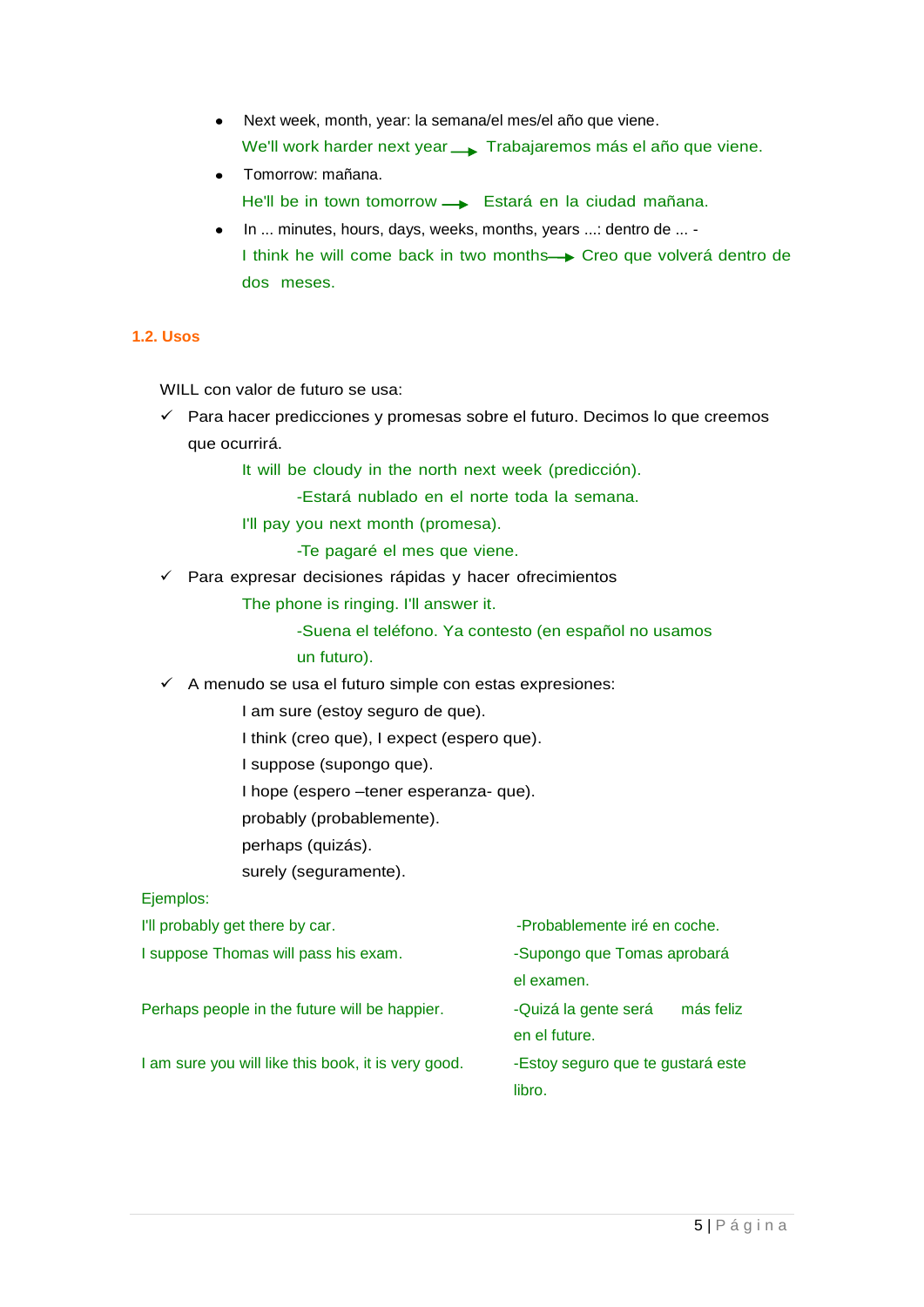- Next week, month, year: la semana/el mes/el año que viene.

  We'll work harder next year → Trabajaremos más el año que viene.

- Tomorrow: mañana.

  He'll be in town tomorrow → Estará en la ciudad mañana.

- In ... minutes, hours, days, weeks, months, years ...: dentro de ... -

  I think he will come back in two months → Creo que volverá dentro de dos meses.

### 1.2. Usos

WILL con valor de futuro se usa:

- ✓ Para hacer predicciones y promesas sobre el futuro. Decimos lo que creemos que ocurrirá.

  It will be cloudy in the north next week (predicción).

  -Estará nublado en el norte toda la semana.

  I'll pay you next month (promesa).

  -Te pagaré el mes que viene.

- ✓ Para expresar decisiones rápidas y hacer ofrecimientos

  The phone is ringing. I'll answer it.

  -Suena el teléfono. Ya contesto (en español no usamos un futuro).

- ✓ A menudo se usa el futuro simple con estas expresiones:

  I am sure (estoy seguro de que).

  I think (creo que), I expect (espero que).

  I suppose (supongo que).

  I hope (espero –tener esperanza- que).

  probably (probablemente).

  perhaps (quizás).

  surely (seguramente).

Ejemplos:

| | |
|---|---|
| I'll probably get there by car. | -Probablemente iré en coche. |
| I suppose Thomas will pass his exam. | -Supongo que Tomas aprobará el examen. |
| Perhaps people in the future will be happier. | -Quizá la gente será más feliz en el future. |
| I am sure you will like this book, it is very good. | -Estoy seguro que te gustará este libro. |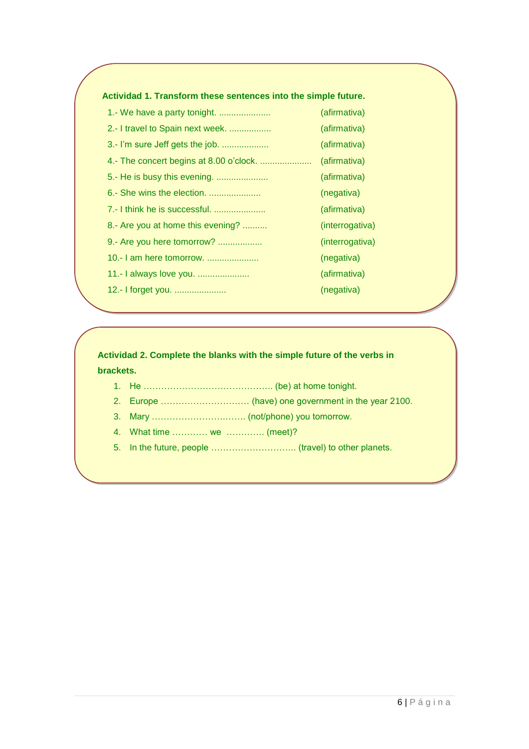**Actividad 1. Transform these sentences into the simple future.**

1.- We have a party tonight. ..................... (afirmativa)

2.- I travel to Spain next week. ................. (afirmativa)

3.- I'm sure Jeff gets the job. ................... (afirmativa)

4.- The concert begins at 8.00 o'clock. ..................... (afirmativa)

5.- He is busy this evening. ..................... (afirmativa)

6.- She wins the election. ..................... (negativa)

7.- I think he is successful. ..................... (afirmativa)

8.- Are you at home this evening? .......... (interrogativa)

9.- Are you here tomorrow? .................. (interrogativa)

10.- I am here tomorrow. ..................... (negativa)

11.- I always love you. ..................... (afirmativa)

12.- I forget you. ..................... (negativa)

**Actividad 2. Complete the blanks with the simple future of the verbs in brackets.**

1. He ……………………………………… (be) at home tonight.
2. Europe ………………………… (have) one government in the year 2100.
3. Mary …………………………… (not/phone) you tomorrow.
4. What time ………… we …………. (meet)?
5. In the future, people ……………………….. (travel) to other planets.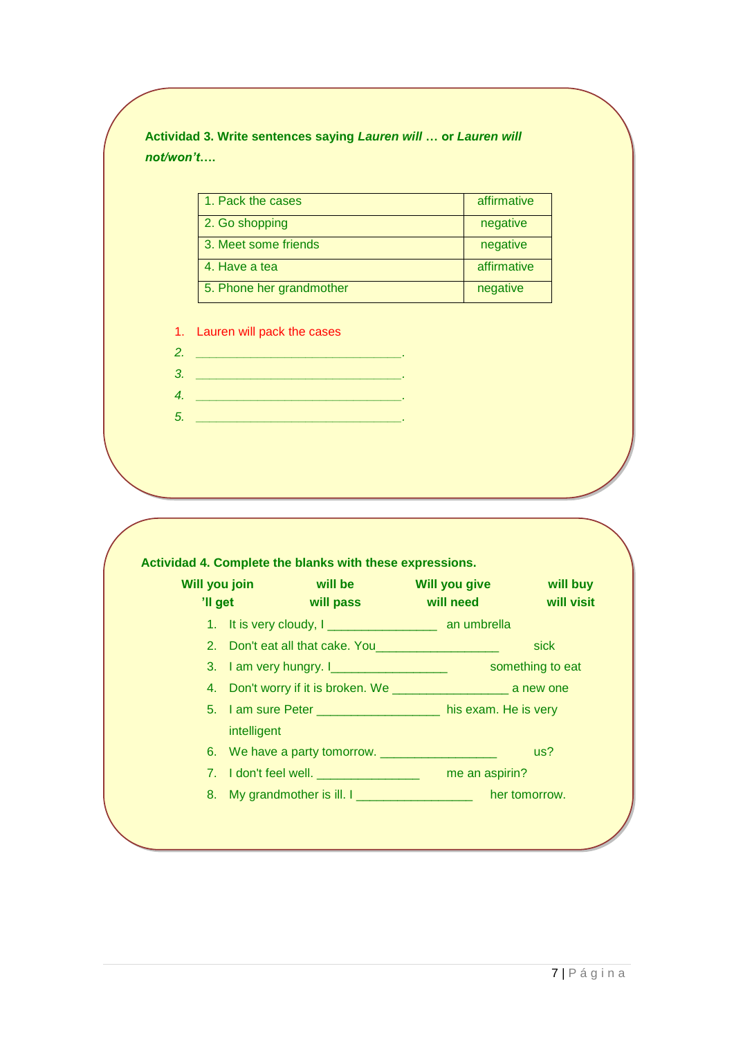**Actividad 3. Write sentences saying *Lauren will* … or *Lauren will not/won't*….**

| 1. Pack the cases | affirmative |
|---|---|
| 2. Go shopping | negative |
| 3. Meet some friends | negative |
| 4. Have a tea | affirmative |
| 5. Phone her grandmother | negative |

1. Lauren will pack the cases
2. ______________________________.
3. ______________________________.
4. ______________________________.
5. ______________________________.

**Actividad 4. Complete the blanks with these expressions.**

**Will you join** **will be** **Will you give** **will buy**
**'ll get** **will pass** **will need** **will visit**

1. It is very cloudy, I ________________ an umbrella
2. Don't eat all that cake. You__________________ sick
3. I am very hungry. I_________________ something to eat
4. Don't worry if it is broken. We _________________ a new one
5. I am sure Peter __________________ his exam. He is very intelligent
6. We have a party tomorrow. _________________ us?
7. I don't feel well. _______________ me an aspirin?
8. My grandmother is ill. I _________________ her tomorrow.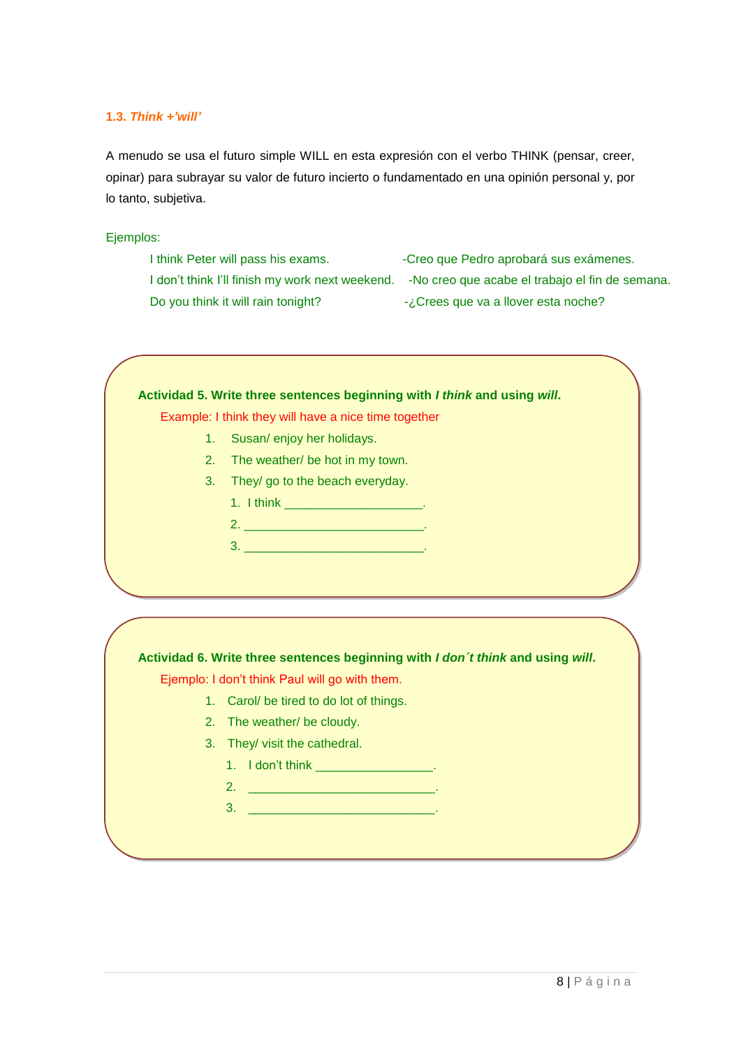### 1.3. *Think +'will'*

A menudo se usa el futuro simple WILL en esta expresión con el verbo THINK (pensar, creer, opinar) para subrayar su valor de futuro incierto o fundamentado en una opinión personal y, por lo tanto, subjetiva.

Ejemplos:

I think Peter will pass his exams. -Creo que Pedro aprobará sus exámenes.

I don't think I'll finish my work next weekend. -No creo que acabe el trabajo el fin de semana.

Do you think it will rain tonight? -¿Crees que va a llover esta noche?

**Actividad 5. Write three sentences beginning with *I think* and using *will*.**

Example: I think they will have a nice time together

1. Susan/ enjoy her holidays.
2. The weather/ be hot in my town.
3. They/ go to the beach everyday.

   1. I think ____________________.
   2. __________________________.
   3. __________________________.

**Actividad 6. Write three sentences beginning with *I don´t think* and using *will*.**

Ejemplo: I don't think Paul will go with them.

1. Carol/ be tired to do lot of things.
2. The weather/ be cloudy.
3. They/ visit the cathedral.

   1. I don't think _________________.
   2. ___________________________.
   3. ___________________________.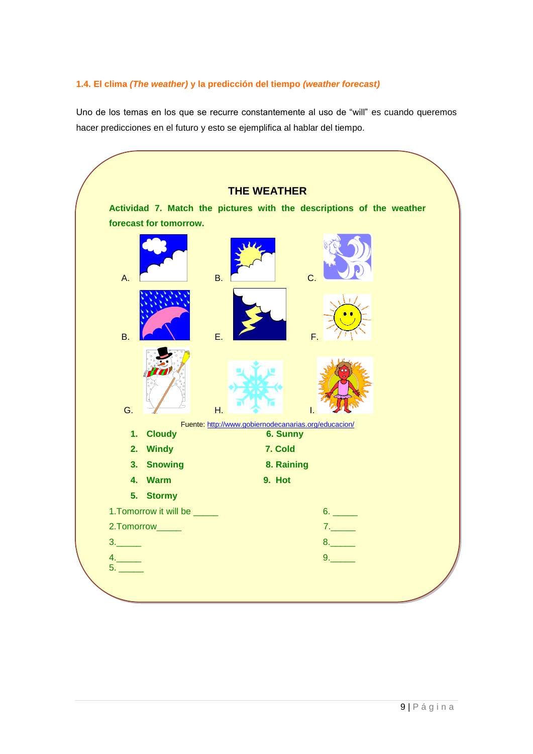### 1.4. El clima *(The weather)* y la predicción del tiempo *(weather forecast)*

Uno de los temas en los que se recurre constantemente al uso de "will" es cuando queremos hacer predicciones en el futuro y esto se ejemplifica al hablar del tiempo.

## THE WEATHER

**Actividad 7. Match the pictures with the descriptions of the weather forecast for tomorrow.**

A. B. C.

B. E. F.

G. H. I.

Fuente: http://www.gobiernodecanarias.org/educacion/

1. **Cloudy**
2. **Windy**
3. **Snowing**
4. **Warm**
5. **Stormy**
6. **Sunny**
7. **Cold**
8. **Raining**
9. **Hot**

1.Tomorrow it will be _____

2.Tomorrow_____

3._____

4._____

5. _____

6. _____

7._____

8._____

9._____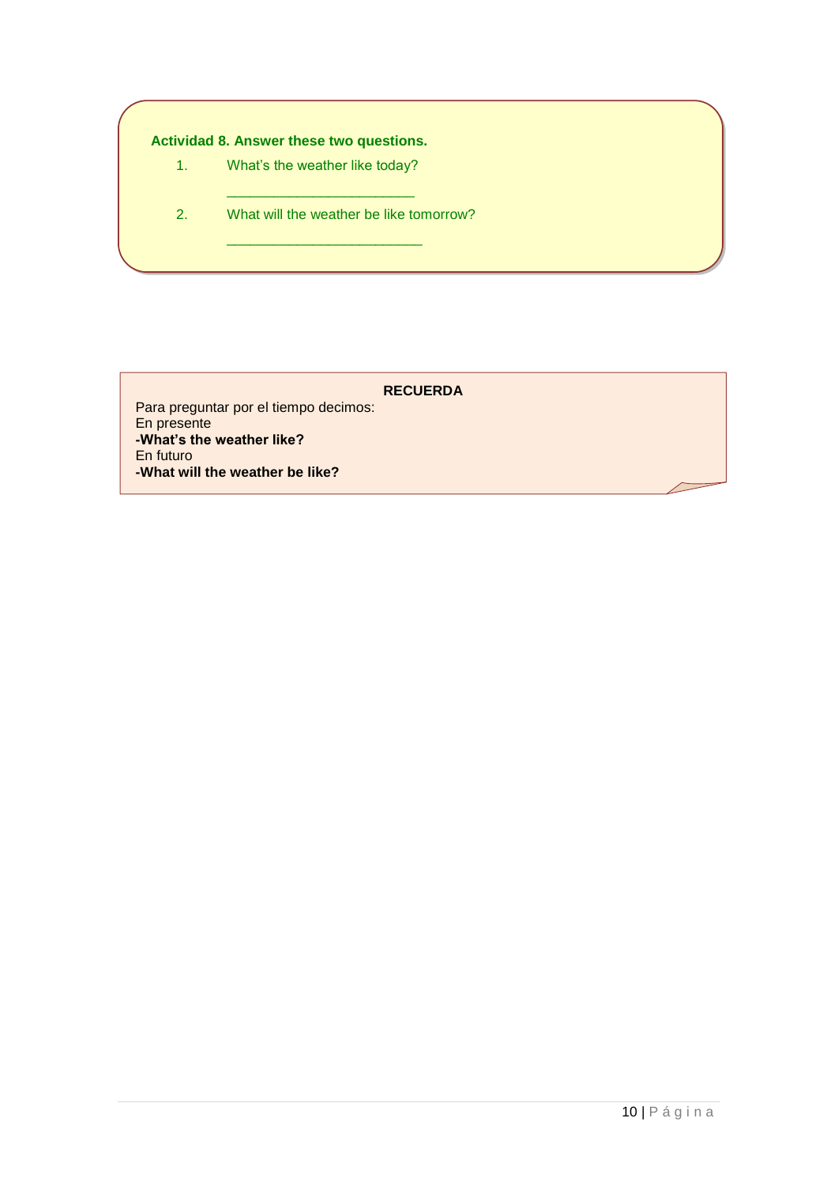**Actividad 8. Answer these two questions.**

1. What's the weather like today?

   ________________________

2. What will the weather be like tomorrow?

   _________________________

**RECUERDA**

Para preguntar por el tiempo decimos:
En presente
**-What's the weather like?**
En futuro
**-What will the weather be like?**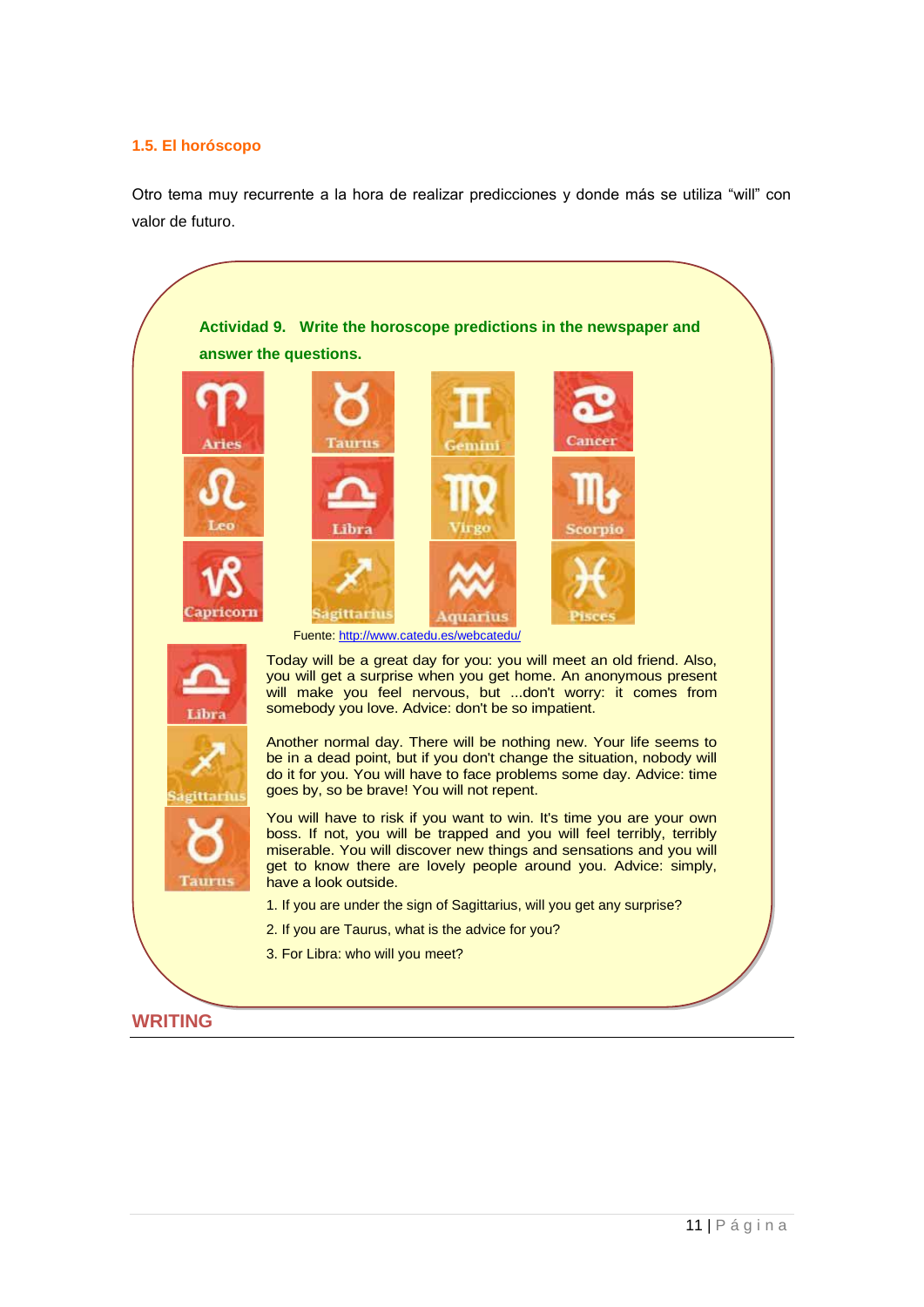### 1.5. El horóscopo

Otro tema muy recurrente a la hora de realizar predicciones y donde más se utiliza "will" con valor de futuro.

**Actividad 9. Write the horoscope predictions in the newspaper and answer the questions.**

Aries, Taurus, Gemini, Cancer, Leo, Libra, Virgo, Scorpio, Capricorn, Sagittarius, Aquarius, Pisces

Fuente: http://www.catedu.es/webcatedu/

Libra

Today will be a great day for you: you will meet an old friend. Also, you will get a surprise when you get home. An anonymous present will make you feel nervous, but ...don't worry: it comes from somebody you love. Advice: don't be so impatient.

Sagittarius

Another normal day. There will be nothing new. Your life seems to be in a dead point, but if you don't change the situation, nobody will do it for you. You will have to face problems some day. Advice: time goes by, so be brave! You will not repent.

Taurus

You will have to risk if you want to win. It's time you are your own boss. If not, you will be trapped and you will feel terribly, terribly miserable. You will discover new things and sensations and you will get to know there are lovely people around you. Advice: simply, have a look outside.

1. If you are under the sign of Sagittarius, will you get any surprise?
2. If you are Taurus, what is the advice for you?
3. For Libra: who will you meet?

## WRITING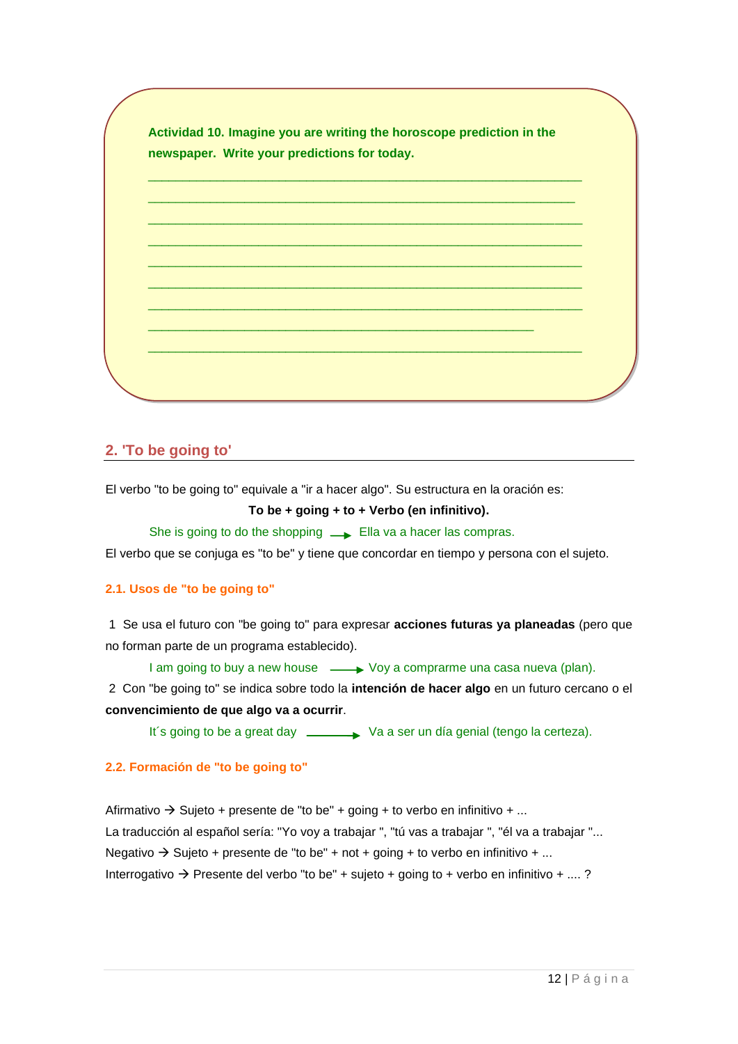**Actividad 10. Imagine you are writing the horoscope prediction in the newspaper. Write your predictions for today.**

___________________________________________________________

___________________________________________________________

___________________________________________________________

___________________________________________________________

___________________________________________________________

___________________________________________________________

___________________________________________________________

___________________________________________________________

___________________________________________________________

## 2. 'To be going to'

El verbo "to be going to" equivale a "ir a hacer algo". Su estructura en la oración es:

**To be + going + to + Verbo (en infinitivo).**

She is going to do the shopping → Ella va a hacer las compras.

El verbo que se conjuga es "to be" y tiene que concordar en tiempo y persona con el sujeto.

### 2.1. Usos de "to be going to"

1 Se usa el futuro con "be going to" para expresar **acciones futuras ya planeadas** (pero que no forman parte de un programa establecido).

I am going to buy a new house → Voy a comprarme una casa nueva (plan).

2 Con "be going to" se indica sobre todo la **intención de hacer algo** en un futuro cercano o el **convencimiento de que algo va a ocurrir**.

It´s going to be a great day → Va a ser un día genial (tengo la certeza).

### 2.2. Formación de "to be going to"

Afirmativo → Sujeto + presente de "to be" + going + to verbo en infinitivo + ...

La traducción al español sería: "Yo voy a trabajar ", "tú vas a trabajar ", "él va a trabajar "...

Negativo → Sujeto + presente de "to be" + not + going + to verbo en infinitivo + ...

Interrogativo → Presente del verbo "to be" + sujeto + going to + verbo en infinitivo + .... ?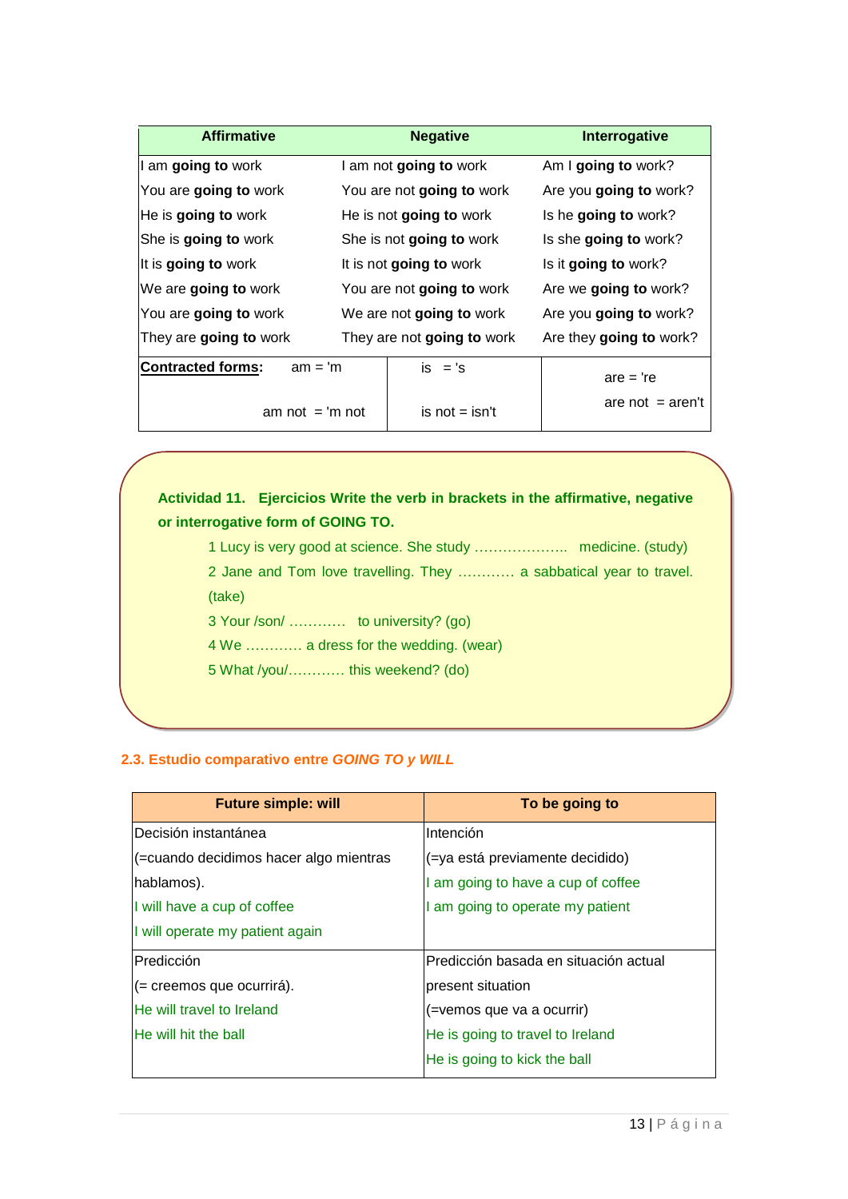| Affirmative | Negative | Interrogative |
|---|---|---|
| I am **going to** work | I am not **going to** work | Am I **going to** work? |
| You are **going to** work | You are not **going to** work | Are you **going to** work? |
| He is **going to** work | He is not **going to** work | Is he **going to** work? |
| She is **going to** work | She is not **going to** work | Is she **going to** work? |
| It is **going to** work | It is not **going to** work | Is it **going to** work? |
| We are **going to** work | You are not **going to** work | Are we **going to** work? |
| You are **going to** work | We are not **going to** work | Are you **going to** work? |
| They are **going to** work | They are not **going to** work | Are they **going to** work? |
| **Contracted forms:** am = 'm<br>am not = 'm not | is = 's<br>is not = isn't | are = 're<br>are not = aren't |

**Actividad 11. Ejercicios Write the verb in brackets in the affirmative, negative or interrogative form of GOING TO.**

1 Lucy is very good at science. She study ……………….. medicine. (study)

2 Jane and Tom love travelling. They ………… a sabbatical year to travel. (take)

3 Your /son/ ………… to university? (go)

4 We ………… a dress for the wedding. (wear)

5 What /you/………… this weekend? (do)

### 2.3. Estudio comparativo entre *GOING TO y WILL*

| Future simple: will | To be going to |
|---|---|
| Decisión instantánea<br>(=cuando decidimos hacer algo mientras hablamos).<br>I will have a cup of coffee<br>I will operate my patient again | Intención<br>(=ya está previamente decidido)<br>I am going to have a cup of coffee<br>I am going to operate my patient |
| Predicción<br>(= creemos que ocurrirá).<br>He will travel to Ireland<br>He will hit the ball | Predicción basada en situación actual present situation<br>(=vemos que va a ocurrir)<br>He is going to travel to Ireland<br>He is going to kick the ball |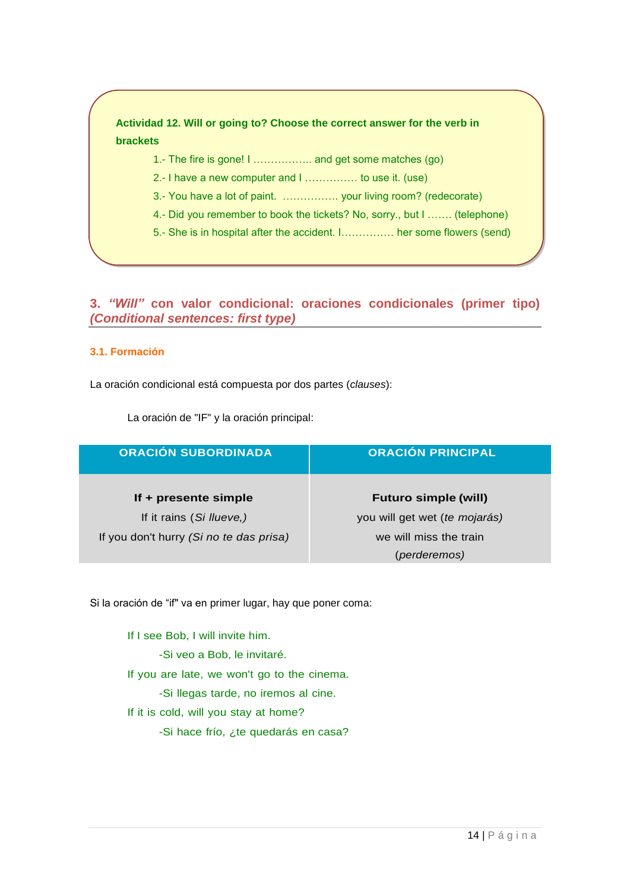**Actividad 12. Will or going to? Choose the correct answer for the verb in brackets**

1.- The fire is gone! I …………….. and get some matches (go)

2.- I have a new computer and I …………… to use it. (use)

3.- You have a lot of paint. ……………. your living room? (redecorate)

4.- Did you remember to book the tickets? No, sorry., but I ……. (telephone)

5.- She is in hospital after the accident. I…………… her some flowers (send)

## 3. *"Will"* con valor condicional: oraciones condicionales (primer tipo) *(Conditional sentences: first type)*

### 3.1. Formación

La oración condicional está compuesta por dos partes (*clauses*):

La oración de "IF" y la oración principal:

| ORACIÓN SUBORDINADA | ORACIÓN PRINCIPAL |
|---|---|
| **If + presente simple** | **Futuro simple (will)** |
| If it rains (*Si llueve,)* | you will get wet (*te mojarás)* |
| If you don't hurry *(Si no te das prisa)* | we will miss the train (*perderemos)* |

Si la oración de "if" va en primer lugar, hay que poner coma:

If I see Bob, I will invite him.

-Si veo a Bob, le invitaré.

If you are late, we won't go to the cinema.

-Si llegas tarde, no iremos al cine.

If it is cold, will you stay at home?

-Si hace frío, ¿te quedarás en casa?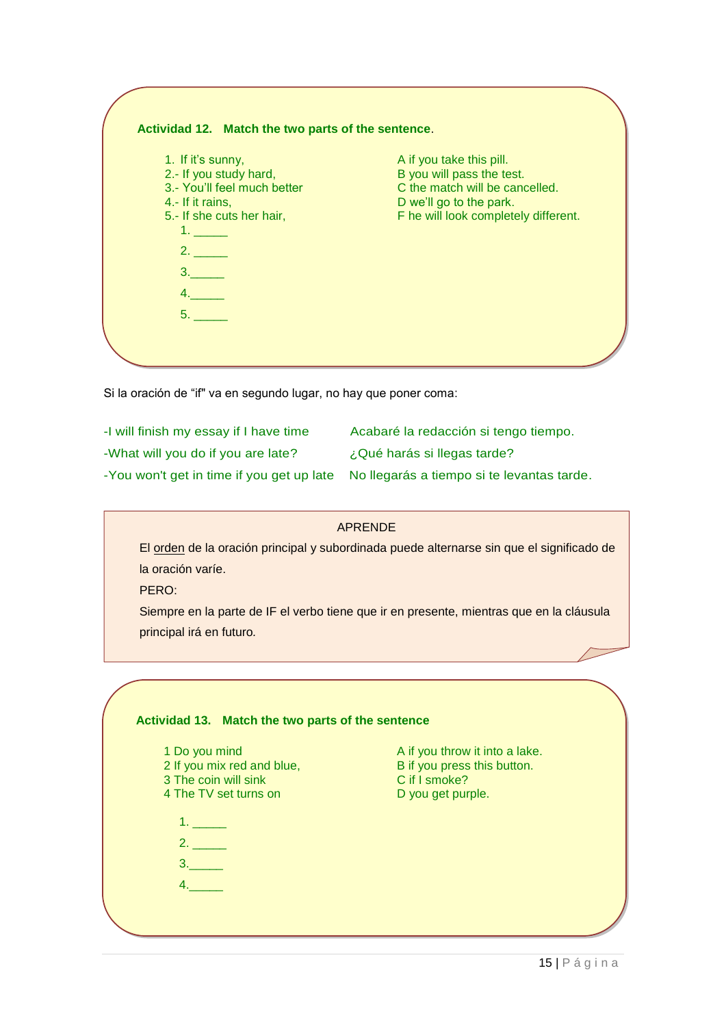**Actividad 12. Match the two parts of the sentence.**

1. If it's sunny,
2.- If you study hard,
3.- You'll feel much better
4.- If it rains,
5.- If she cuts her hair,

A if you take this pill.
B you will pass the test.
C the match will be cancelled.
D we'll go to the park.
F he will look completely different.

1. _____
2. _____
3. _____
4. _____
5. _____

Si la oración de "if" va en segundo lugar, no hay que poner coma:

| | |
|---|---|
| -I will finish my essay if I have time | Acabaré la redacción si tengo tiempo. |
| -What will you do if you are late? | ¿Qué harás si llegas tarde? |
| -You won't get in time if you get up late | No llegarás a tiempo si te levantas tarde. |

APRENDE

El orden de la oración principal y subordinada puede alternarse sin que el significado de la oración varíe.

PERO:

Siempre en la parte de IF el verbo tiene que ir en presente, mientras que en la cláusula principal irá en futuro.

**Actividad 13. Match the two parts of the sentence**

1 Do you mind
2 If you mix red and blue,
3 The coin will sink
4 The TV set turns on

A if you throw it into a lake.
B if you press this button.
C if I smoke?
D you get purple.

1. _____
2. _____
3. _____
4. _____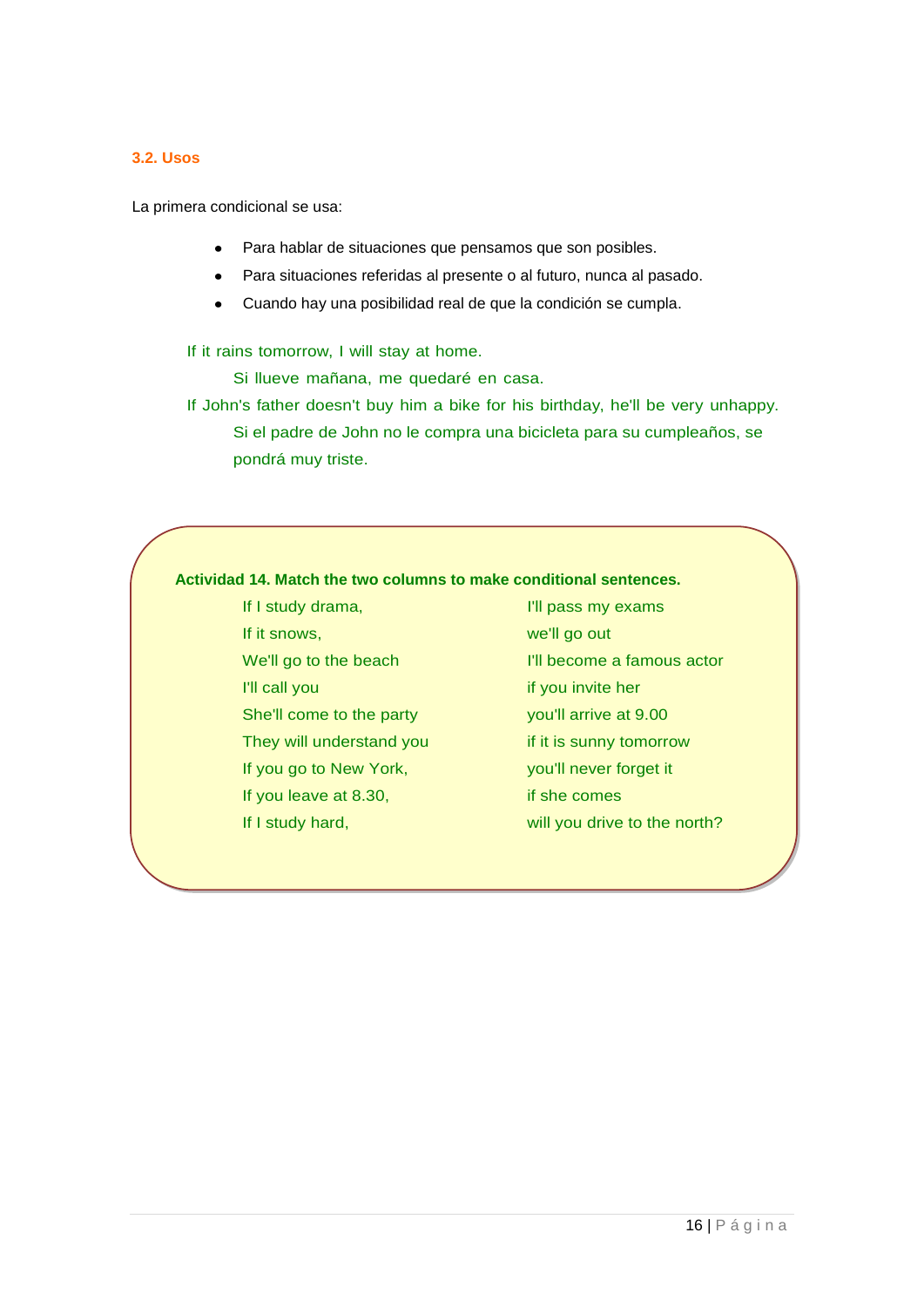### 3.2. Usos

La primera condicional se usa:

- Para hablar de situaciones que pensamos que son posibles.
- Para situaciones referidas al presente o al futuro, nunca al pasado.
- Cuando hay una posibilidad real de que la condición se cumpla.

If it rains tomorrow, I will stay at home.

Si llueve mañana, me quedaré en casa.

If John's father doesn't buy him a bike for his birthday, he'll be very unhappy.

Si el padre de John no le compra una bicicleta para su cumpleaños, se pondrá muy triste.

**Actividad 14. Match the two columns to make conditional sentences.**

| | |
|---|---|
| If I study drama, | I'll pass my exams |
| If it snows, | we'll go out |
| We'll go to the beach | I'll become a famous actor |
| I'll call you | if you invite her |
| She'll come to the party | you'll arrive at 9.00 |
| They will understand you | if it is sunny tomorrow |
| If you go to New York, | you'll never forget it |
| If you leave at 8.30, | if she comes |
| If I study hard, | will you drive to the north? |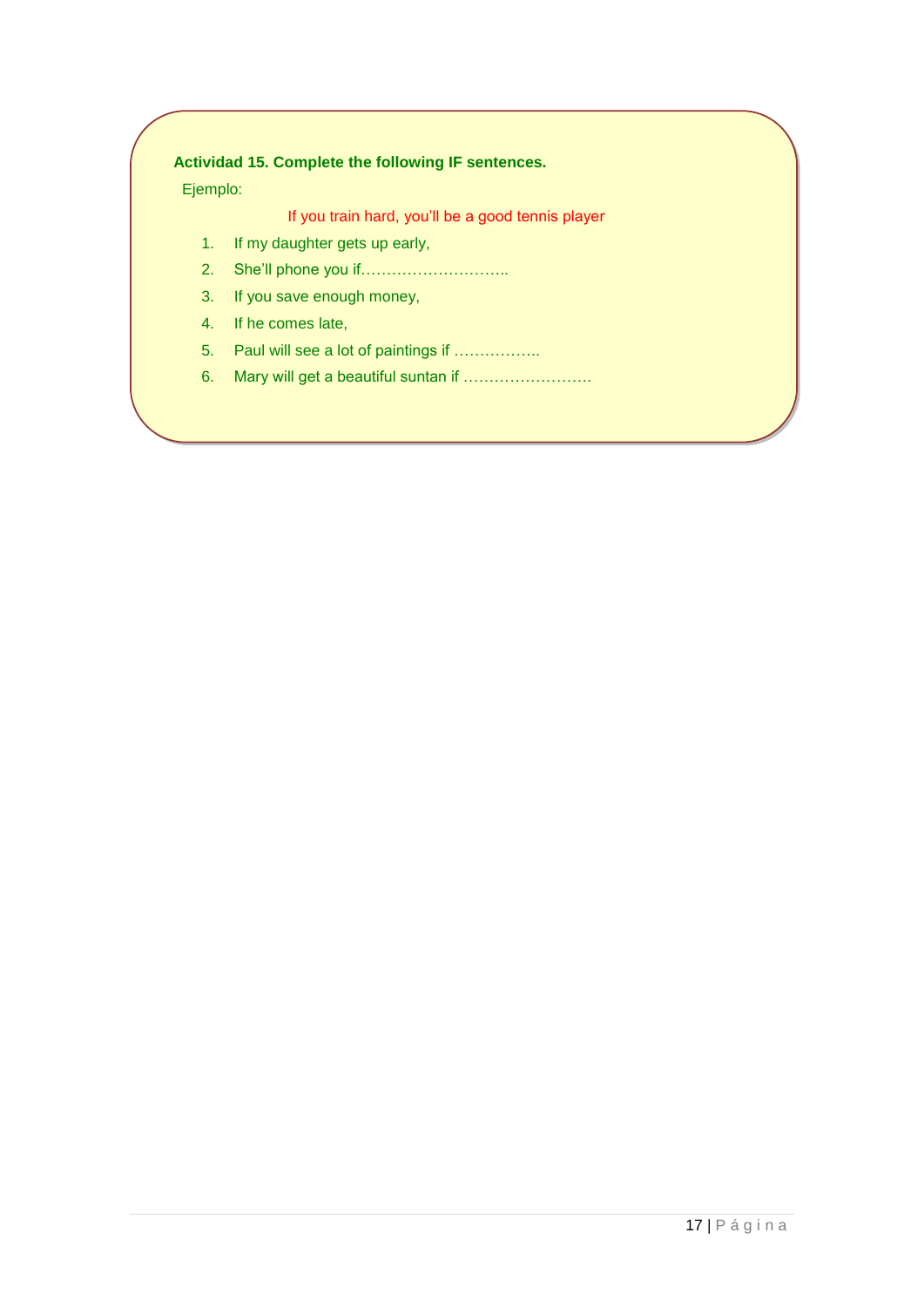**Actividad 15. Complete the following IF sentences.**

Ejemplo:

If you train hard, you'll be a good tennis player

1. If my daughter gets up early,
2. She'll phone you if………………………..
3. If you save enough money,
4. If he comes late,
5. Paul will see a lot of paintings if ……………..
6. Mary will get a beautiful suntan if …………………….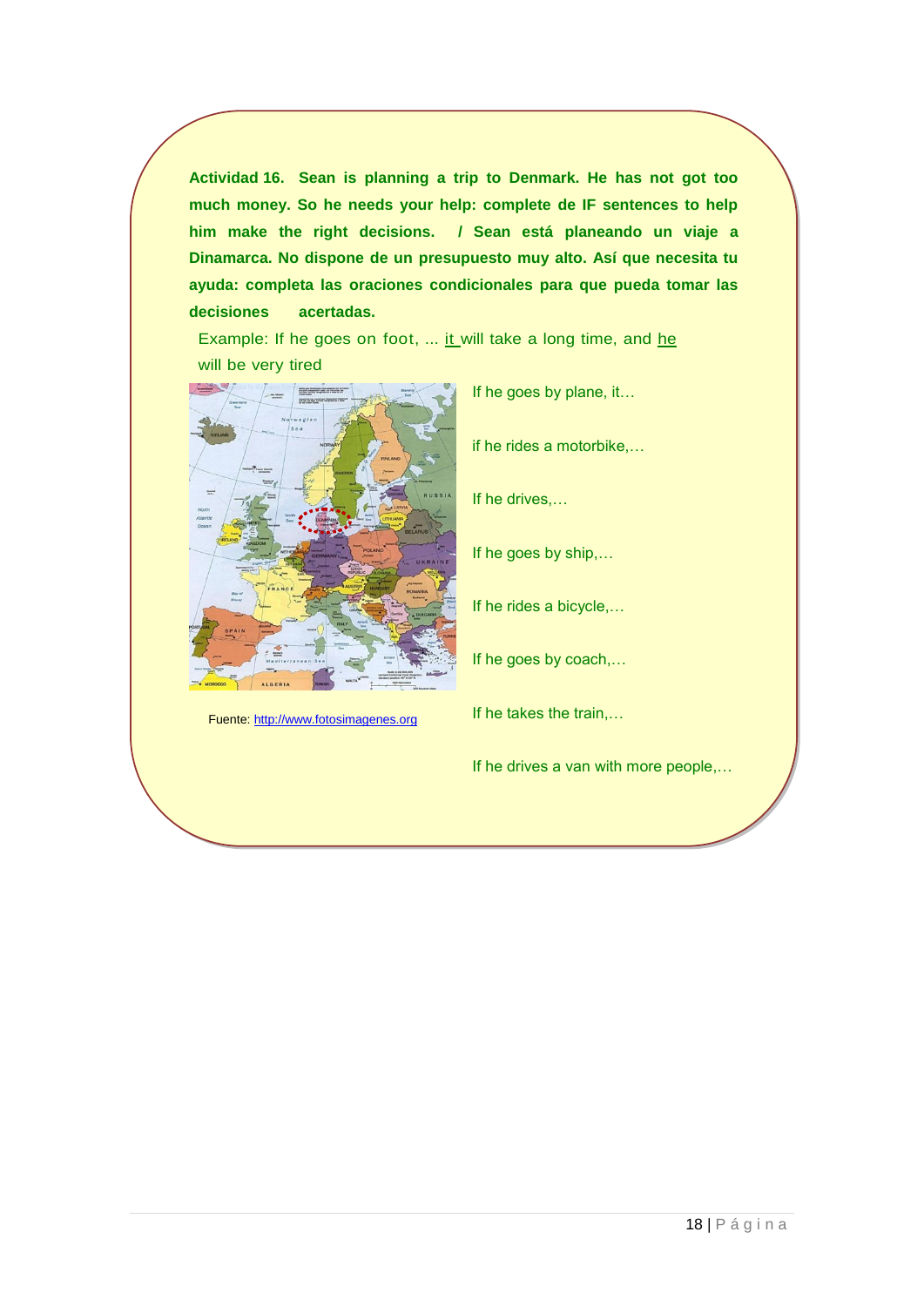**Actividad 16. Sean is planning a trip to Denmark. He has not got too much money. So he needs your help: complete de IF sentences to help him make the right decisions. / Sean está planeando un viaje a Dinamarca. No dispone de un presupuesto muy alto. Así que necesita tu ayuda: completa las oraciones condicionales para que pueda tomar las decisiones acertadas.**

Example: If he goes on foot, ... it will take a long time, and he will be very tired

If he goes by plane, it…

if he rides a motorbike,…

If he drives,…

If he goes by ship,…

If he rides a bicycle,…

If he goes by coach,…

If he takes the train,…

If he drives a van with more people,…

Fuente: http://www.fotosimagenes.org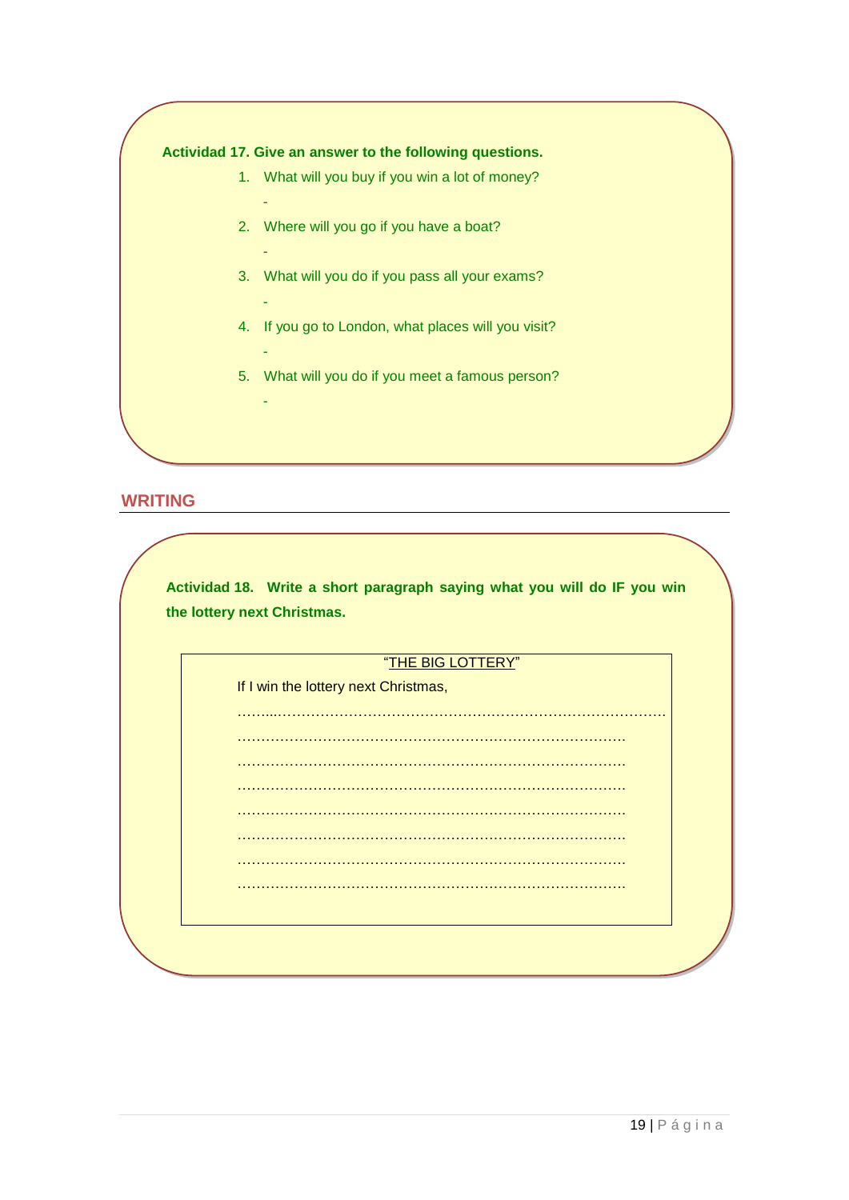**Actividad 17. Give an answer to the following questions.**

1. What will you buy if you win a lot of money?
   -
2. Where will you go if you have a boat?
   -
3. What will you do if you pass all your exams?
   -
4. If you go to London, what places will you visit?
   -
5. What will you do if you meet a famous person?
   -

## WRITING

**Actividad 18. Write a short paragraph saying what you will do IF you win the lottery next Christmas.**

"THE BIG LOTTERY"

If I win the lottery next Christmas,

……...……………………………………………………………………….

…………………………………………………………………………….

…………………………………………………………………………….

…………………………………………………………………………….

…………………………………………………………………………….

…………………………………………………………………………….

…………………………………………………………………………….

…………………………………………………………………………….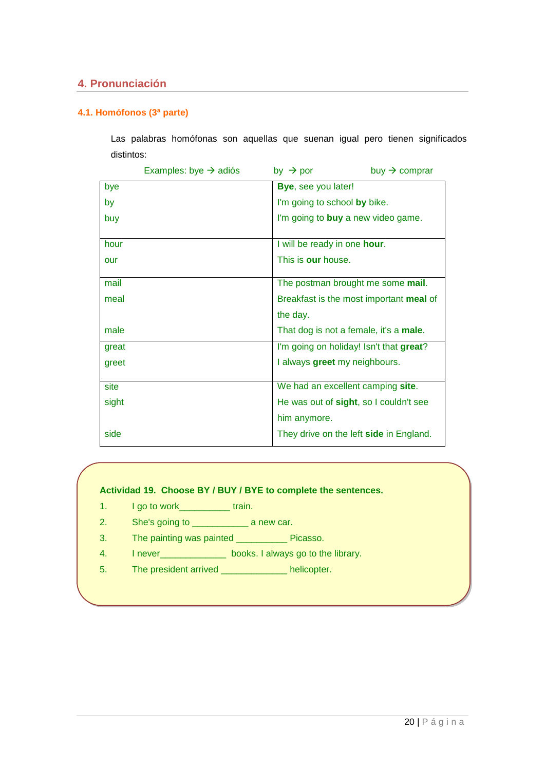## 4. Pronunciación

### 4.1. Homófonos (3ª parte)

Las palabras homófonas son aquellas que suenan igual pero tienen significados distintos:

Examples: bye → adiós      by → por      buy → comprar

| | |
|---|---|
| bye<br>by<br>buy | **Bye**, see you later!<br>I'm going to school **by** bike.<br>I'm going to **buy** a new video game. |
| hour<br>our | I will be ready in one **hour**.<br>This is **our** house. |
| mail<br>meal<br><br>male | The postman brought me some **mail**.<br>Breakfast is the most important **meal** of the day.<br>That dog is not a female, it's a **male**. |
| great<br>greet | I'm going on holiday! Isn't that **great**?<br>I always **greet** my neighbours. |
| site<br>sight<br><br>side | We had an excellent camping **site**.<br>He was out of **sight**, so I couldn't see him anymore.<br>They drive on the left **side** in England. |

**Actividad 19. Choose BY / BUY / BYE to complete the sentences.**

1. I go to work__________ train.
2. She's going to ___________ a new car.
3. The painting was painted __________ Picasso.
4. I never_____________ books. I always go to the library.
5. The president arrived _____________ helicopter.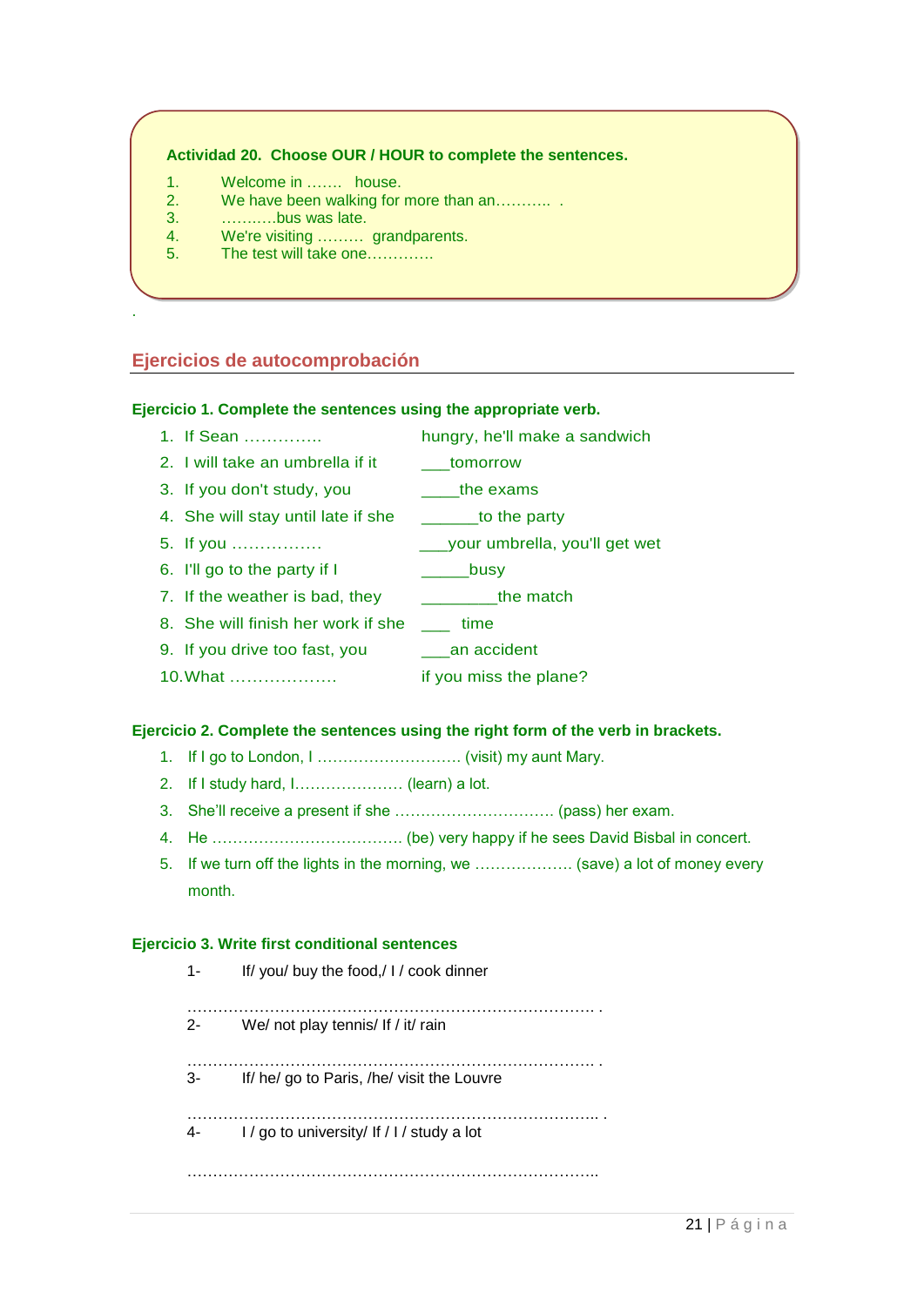**Actividad 20. Choose OUR / HOUR to complete the sentences.**

1. Welcome in ……. house.
2. We have been walking for more than an……….. .
3. ………..bus was late.
4. We're visiting ……… grandparents.
5. The test will take one………….

## Ejercicios de autocomprobación

**Ejercicio 1. Complete the sentences using the appropriate verb.**

1. If Sean ………….. hungry, he'll make a sandwich
2. I will take an umbrella if it ___tomorrow
3. If you don't study, you ____the exams
4. She will stay until late if she ______to the party
5. If you ……………. ___your umbrella, you'll get wet
6. I'll go to the party if I _____busy
7. If the weather is bad, they ________the match
8. She will finish her work if she ___ time
9. If you drive too fast, you ___an accident
10. What ………………. if you miss the plane?

**Ejercicio 2. Complete the sentences using the right form of the verb in brackets.**

1. If I go to London, I ……………………… (visit) my aunt Mary.
2. If I study hard, I………………… (learn) a lot.
3. She'll receive a present if she ………………………… (pass) her exam.
4. He ………………………………. (be) very happy if he sees David Bisbal in concert.
5. If we turn off the lights in the morning, we ……………… (save) a lot of money every month.

**Ejercicio 3. Write first conditional sentences**

1- If/ you/ buy the food,/ I / cook dinner

……………………………………………………………………. .

2- We/ not play tennis/ If / it/ rain

……………………………………………………………………. .

3- If/ he/ go to Paris, /he/ visit the Louvre

…………………………………………………………………….. .

4- I / go to university/ If / I / study a lot

……………………………………………………………………..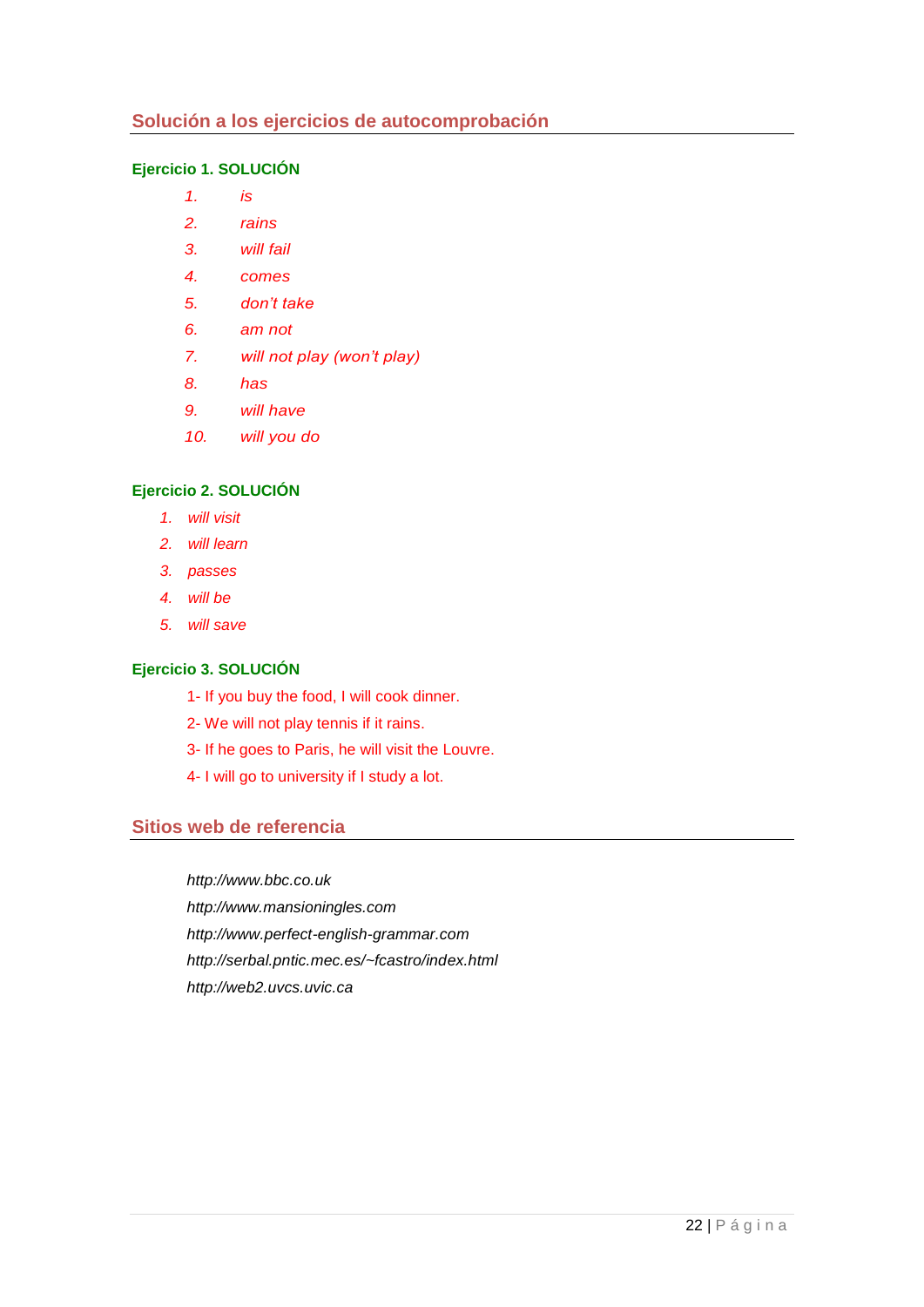## Solución a los ejercicios de autocomprobación

### Ejercicio 1. SOLUCIÓN

1. *is*
2. *rains*
3. *will fail*
4. *comes*
5. *don't take*
6. *am not*
7. *will not play (won't play)*
8. *has*
9. *will have*
10. *will you do*

### Ejercicio 2. SOLUCIÓN

1. *will visit*
2. *will learn*
3. *passes*
4. *will be*
5. *will save*

### Ejercicio 3. SOLUCIÓN

1- If you buy the food, I will cook dinner.

2- We will not play tennis if it rains.

3- If he goes to Paris, he will visit the Louvre.

4- I will go to university if I study a lot.

## Sitios web de referencia

*http://www.bbc.co.uk*

*http://www.mansioningles.com*

*http://www.perfect-english-grammar.com*

*http://serbal.pntic.mec.es/~fcastro/index.html*

*http://web2.uvcs.uvic.ca*